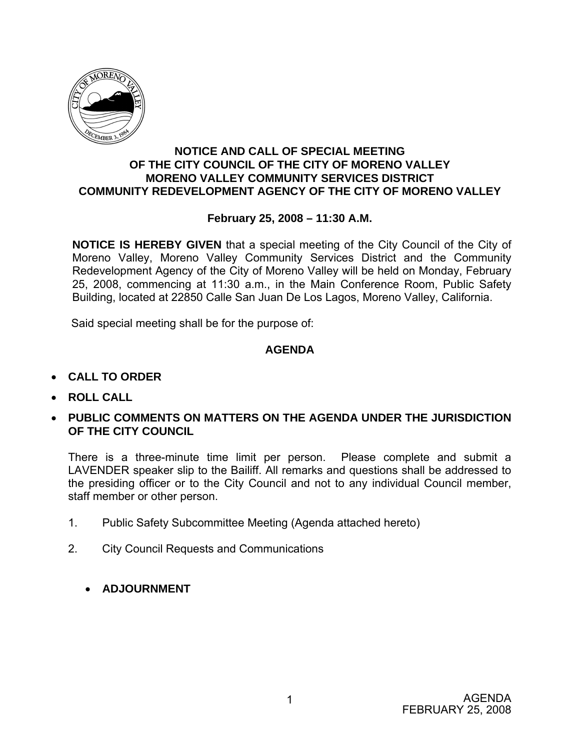# NOTICE AND CALL OF SPECIAL MEETING OF THE CITY COUNCIL OF THE CITY OF MORENO VALLEY MORENO VALLEY COMMUNITY SERVICES DISTRICT COMMUNITY REDEVELOPMENT AGENCY OF THE CITY OF MORENO VALLEY

**February 25, 2008 – 11:30 A.M.**

**NOTICE IS HEREBY GIVEN** that a special meeting of the City Council of the City of Moreno Valley, Moreno Valley Community Services District and the Community Redevelopment Agency of the City of Moreno Valley will be held on Monday, February 25, 2008, commencing at 11:30 a.m., in the Main Conference Room, Public Safety Building, located at 22850 Calle San Juan De Los Lagos, Moreno Valley, California.

Said special meeting shall be for the purpose of:

## AGENDA

- **CALL TO ORDER**
- **ROLL CALL**
- **PUBLIC COMMENTS ON MATTERS ON THE AGENDA UNDER THE JURISDICTION OF THE CITY COUNCIL**

  There is a three-minute time limit per person. Please complete and submit a LAVENDER speaker slip to the Bailiff. All remarks and questions shall be addressed to the presiding officer or to the City Council and not to any individual Council member, staff member or other person.

1. Public Safety Subcommittee Meeting (Agenda attached hereto)

2. City Council Requests and Communications

- **ADJOURNMENT**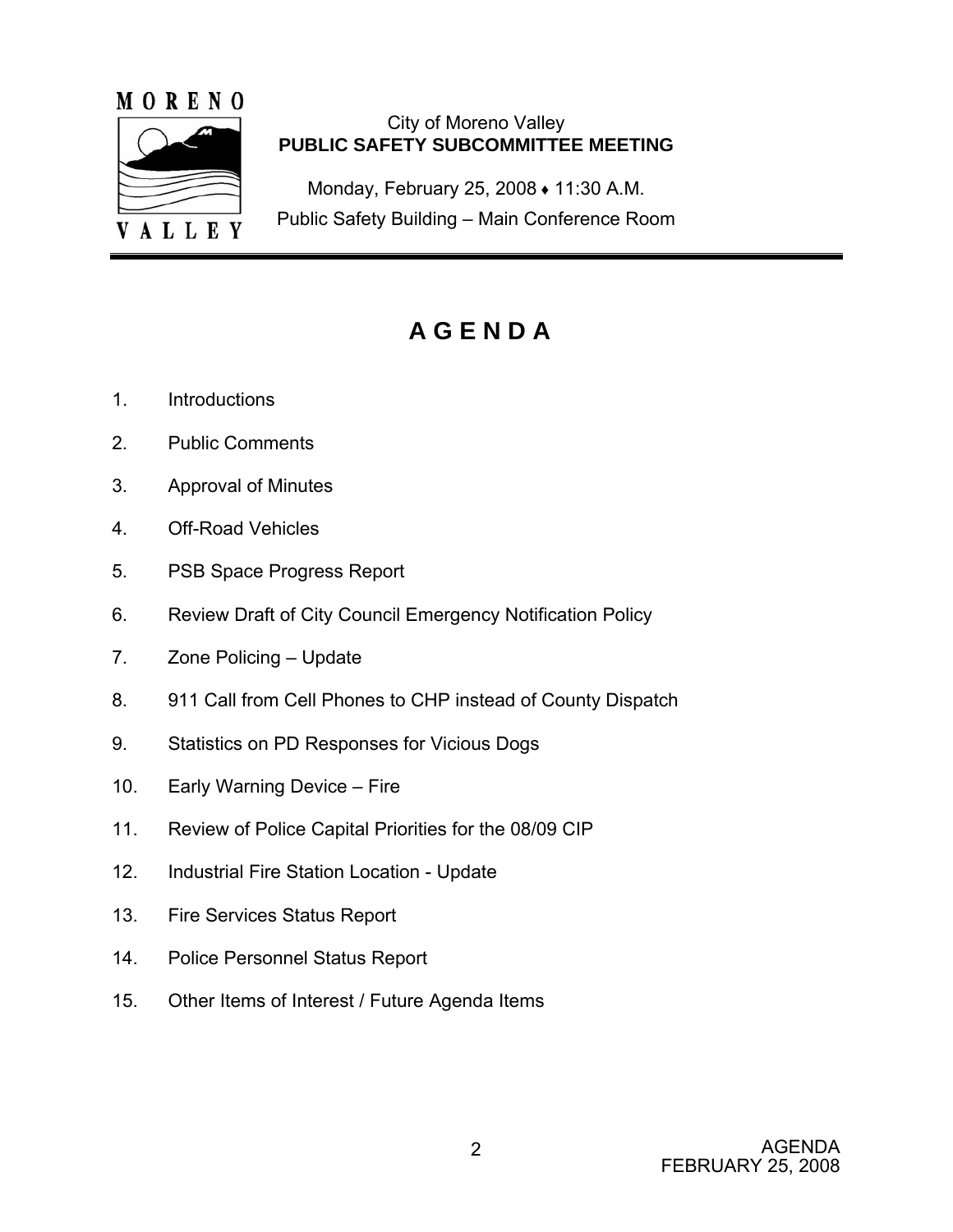MORENO VALLEY

City of Moreno Valley
**PUBLIC SAFETY SUBCOMMITTEE MEETING**

Monday, February 25, 2008 ♦ 11:30 A.M.
Public Safety Building – Main Conference Room

# A G E N D A

1. Introductions
2. Public Comments
3. Approval of Minutes
4. Off-Road Vehicles
5. PSB Space Progress Report
6. Review Draft of City Council Emergency Notification Policy
7. Zone Policing – Update
8. 911 Call from Cell Phones to CHP instead of County Dispatch
9. Statistics on PD Responses for Vicious Dogs
10. Early Warning Device – Fire
11. Review of Police Capital Priorities for the 08/09 CIP
12. Industrial Fire Station Location - Update
13. Fire Services Status Report
14. Police Personnel Status Report
15. Other Items of Interest / Future Agenda Items